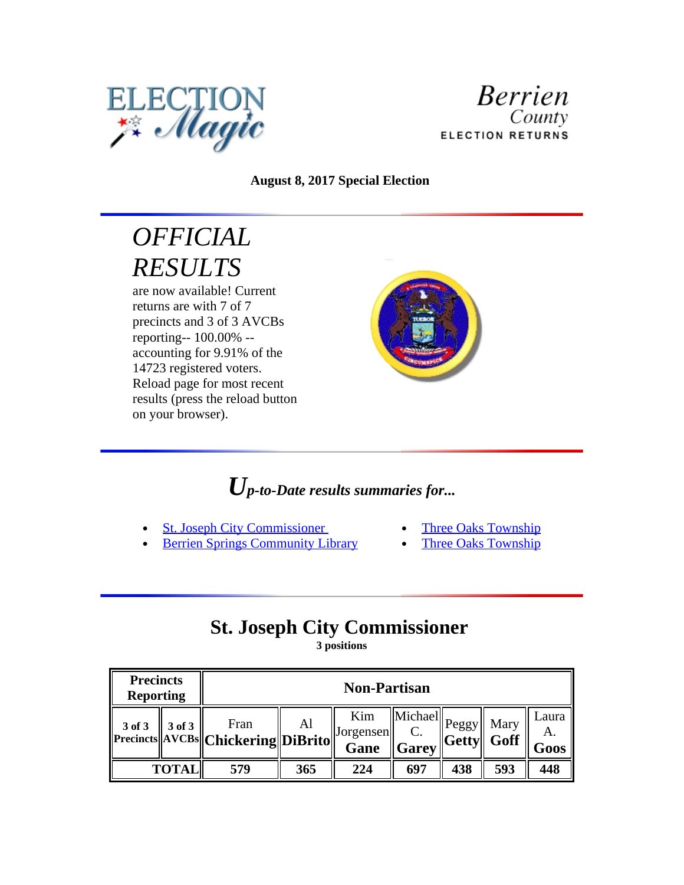ELECTION Magic

Berrien County ELECTION RETURNS

**August 8, 2017 Special Election**

# *OFFICIAL RESULTS*

are now available! Current returns are with 7 of 7 precincts and 3 of 3 AVCBs reporting-- 100.00% -- accounting for 9.91% of the 14723 registered voters. Reload page for most recent results (press the reload button on your browser).

## *Up-to-Date results summaries for...*

- St. Joseph City Commissioner
- Berrien Springs Community Library
- Three Oaks Township
- Three Oaks Township

## St. Joseph City Commissioner

**3 positions**

| Precincts Reporting | | Non-Partisan | | | | | | |
|---|---|---|---|---|---|---|---|---|
| **3 of 3 Precincts** | **3 of 3 AVCBs** | Fran **Chickering** | Al **DiBrito** | Kim Jorgensen **Gane** | Michael C. **Garey** | Peggy **Getty** | Mary **Goff** | Laura A. **Goos** |
| **TOTAL** | | **579** | **365** | **224** | **697** | **438** | **593** | **448** |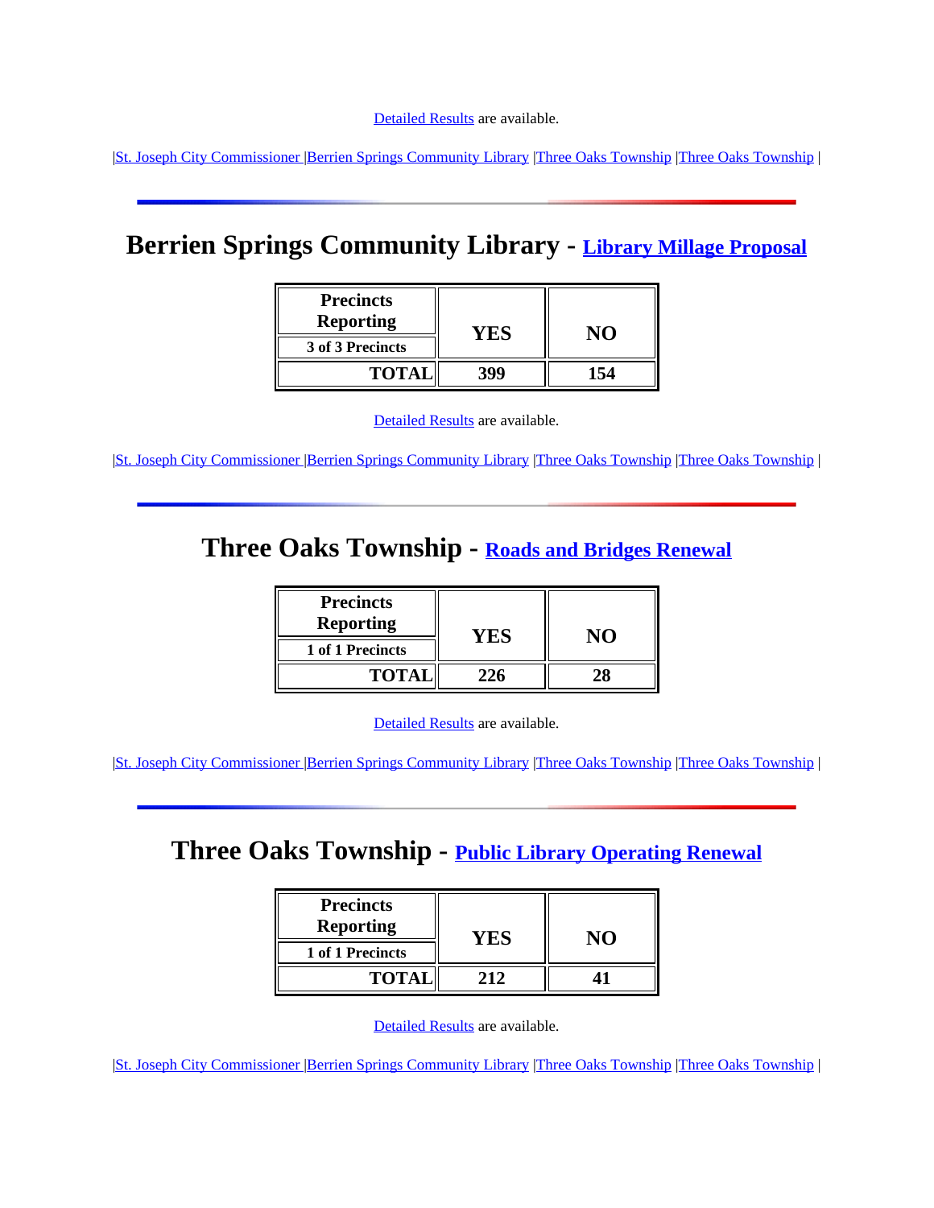Detailed Results are available.

|St. Joseph City Commissioner |Berrien Springs Community Library |Three Oaks Township |Three Oaks Township |

---

## Berrien Springs Community Library - Library Millage Proposal

| Precincts Reporting 3 of 3 Precincts | YES | NO |
|---|---|---|
| TOTAL | 399 | 154 |

Detailed Results are available.

|St. Joseph City Commissioner |Berrien Springs Community Library |Three Oaks Township |Three Oaks Township |

---

## Three Oaks Township - Roads and Bridges Renewal

| Precincts Reporting 1 of 1 Precincts | YES | NO |
|---|---|---|
| TOTAL | 226 | 28 |

Detailed Results are available.

|St. Joseph City Commissioner |Berrien Springs Community Library |Three Oaks Township |Three Oaks Township |

---

## Three Oaks Township - Public Library Operating Renewal

| Precincts Reporting 1 of 1 Precincts | YES | NO |
|---|---|---|
| TOTAL | 212 | 41 |

Detailed Results are available.

|St. Joseph City Commissioner |Berrien Springs Community Library |Three Oaks Township |Three Oaks Township |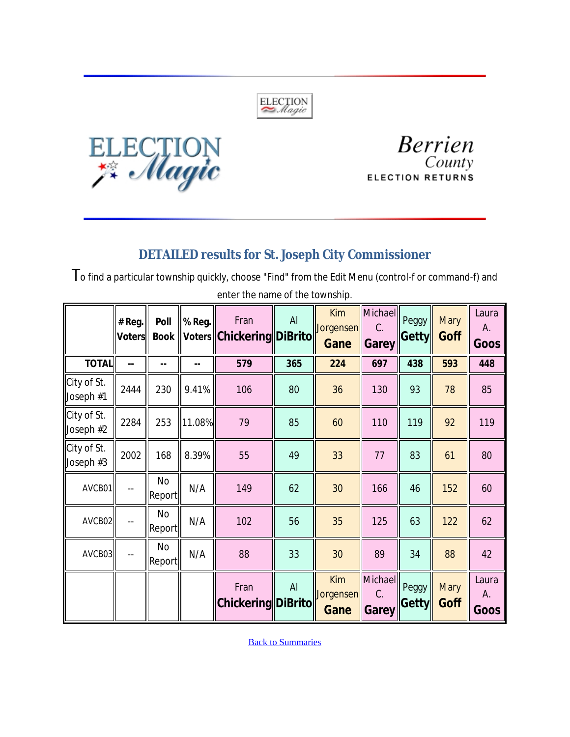ELECTION Magic

Berrien County ELECTION RETURNS

## DETAILED results for St. Joseph City Commissioner

To find a particular township quickly, choose "Find" from the Edit Menu (control-f or command-f) and enter the name of the township.

| | # Reg. Voters | Poll Book | % Reg. Voters | Fran **Chickering** | Al **DiBrito** | Kim Jorgensen **Gane** | Michael C. **Garey** | Peggy **Getty** | Mary **Goff** | Laura A. **Goos** |
|---|---|---|---|---|---|---|---|---|---|---|
| **TOTAL** | -- | -- | -- | **579** | **365** | **224** | **697** | **438** | **593** | **448** |
| City of St. Joseph #1 | 2444 | 230 | 9.41% | 106 | 80 | 36 | 130 | 93 | 78 | 85 |
| City of St. Joseph #2 | 2284 | 253 | 11.08% | 79 | 85 | 60 | 110 | 119 | 92 | 119 |
| City of St. Joseph #3 | 2002 | 168 | 8.39% | 55 | 49 | 33 | 77 | 83 | 61 | 80 |
| AVCB01 | -- | No Report | N/A | 149 | 62 | 30 | 166 | 46 | 152 | 60 |
| AVCB02 | -- | No Report | N/A | 102 | 56 | 35 | 125 | 63 | 122 | 62 |
| AVCB03 | -- | No Report | N/A | 88 | 33 | 30 | 89 | 34 | 88 | 42 |
| | | | | Fran **Chickering** | Al **DiBrito** | Kim Jorgensen **Gane** | Michael C. **Garey** | Peggy **Getty** | Mary **Goff** | Laura A. **Goos** |

Back to Summaries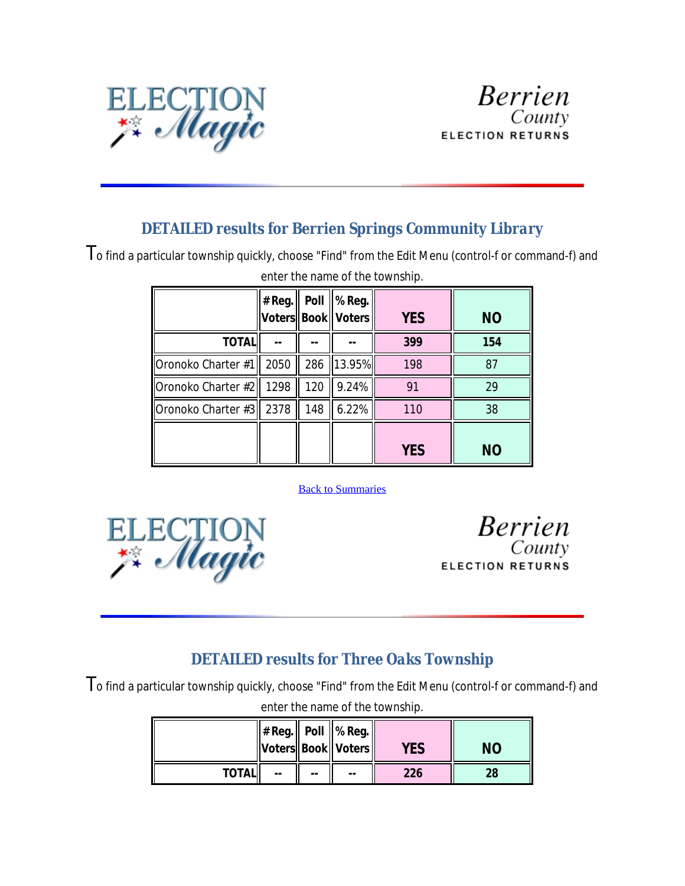## DETAILED results for Berrien Springs Community Library

To find a particular township quickly, choose "Find" from the Edit Menu (control-f or command-f) and enter the name of the township.

| | # Reg. Voters | Poll Book | % Reg. Voters | YES | NO |
|---|---|---|---|---|---|
| **TOTAL** | -- | -- | -- | **399** | **154** |
| Oronoko Charter #1 | 2050 | 286 | 13.95% | 198 | 87 |
| Oronoko Charter #2 | 1298 | 120 | 9.24% | 91 | 29 |
| Oronoko Charter #3 | 2378 | 148 | 6.22% | 110 | 38 |
| | | | | **YES** | **NO** |

Back to Summaries

## DETAILED results for Three Oaks Township

To find a particular township quickly, choose "Find" from the Edit Menu (control-f or command-f) and enter the name of the township.

| | # Reg. Voters | Poll Book | % Reg. Voters | YES | NO |
|---|---|---|---|---|---|
| **TOTAL** | -- | -- | -- | **226** | **28** |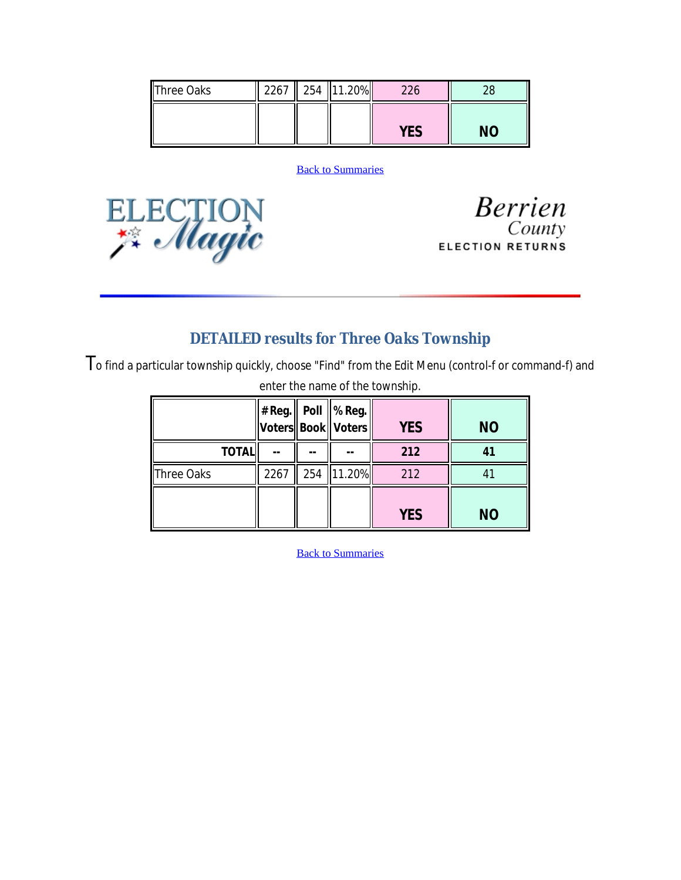| | | | | | |
|---|---|---|---|---|---|
| Three Oaks | 2267 | 254 | 11.20% | 226 | 28 |
| | | | | **YES** | **NO** |

Back to Summaries

ELECTION Magic

Berrien County ELECTION RETURNS

## DETAILED results for Three Oaks Township

To find a particular township quickly, choose "Find" from the Edit Menu (control-f or command-f) and enter the name of the township.

| | **# Reg. Voters** | **Poll Book** | **% Reg. Voters** | **YES** | **NO** |
|---|---|---|---|---|---|
| **TOTAL** | -- | -- | -- | **212** | **41** |
| Three Oaks | 2267 | 254 | 11.20% | 212 | 41 |
| | | | | **YES** | **NO** |

Back to Summaries